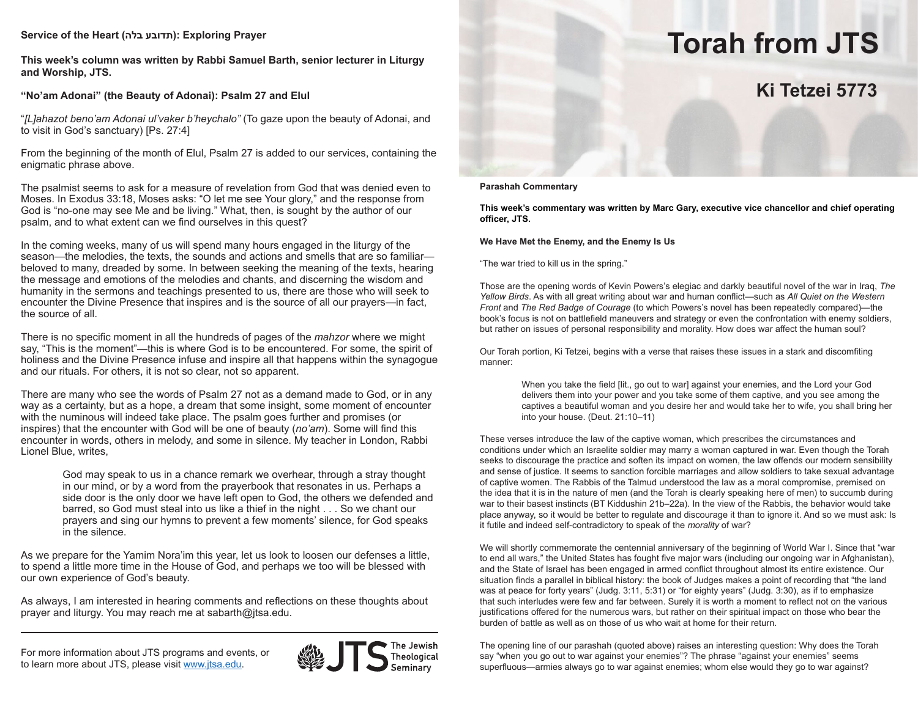# Torah from JTS

## Ki Tetzei 5773

**Parashah Commentary**

**This week's commentary was written by Marc Gary, executive vice chancellor and chief operating officer, JTS.**

**We Have Met the Enemy, and the Enemy Is Us**

"The war tried to kill us in the spring."

Those are the opening words of Kevin Powers's elegiac and darkly beautiful novel of the war in Iraq, *The Yellow Birds*. As with all great writing about war and human conflict—such as *All Quiet on the Western Front* and *The Red Badge of Courage* (to which Powers's novel has been repeatedly compared)—the book's focus is not on battlefield maneuvers and strategy or even the confrontation with enemy soldiers, but rather on issues of personal responsibility and morality. How does war affect the human soul?

Our Torah portion, Ki Tetzei, begins with a verse that raises these issues in a stark and discomfiting manner:

> When you take the field [lit., go out to war] against your enemies, and the Lord your God delivers them into your power and you take some of them captive, and you see among the captives a beautiful woman and you desire her and would take her to wife, you shall bring her into your house. (Deut. 21:10–11)

These verses introduce the law of the captive woman, which prescribes the circumstances and conditions under which an Israelite soldier may marry a woman captured in war. Even though the Torah seeks to discourage the practice and soften its impact on women, the law offends our modern sensibility and sense of justice. It seems to sanction forcible marriages and allow soldiers to take sexual advantage of captive women. The Rabbis of the Talmud understood the law as a moral compromise, premised on the idea that it is in the nature of men (and the Torah is clearly speaking here of men) to succumb during war to their basest instincts (BT Kiddushin 21b–22a). In the view of the Rabbis, the behavior would take place anyway, so it would be better to regulate and discourage it than to ignore it. And so we must ask: Is it futile and indeed self-contradictory to speak of the *morality* of war?

We will shortly commemorate the centennial anniversary of the beginning of World War I. Since that "war to end all wars," the United States has fought five major wars (including our ongoing war in Afghanistan), and the State of Israel has been engaged in armed conflict throughout almost its entire existence. Our situation finds a parallel in biblical history: the book of Judges makes a point of recording that "the land was at peace for forty years" (Judg. 3:11, 5:31) or "for eighty years" (Judg. 3:30), as if to emphasize that such interludes were few and far between. Surely it is worth a moment to reflect not on the various justifications offered for the numerous wars, but rather on their spiritual impact on those who bear the burden of battle as well as on those of us who wait at home for their return.

The opening line of our parashah (quoted above) raises an interesting question: Why does the Torah say "when you go out to war against your enemies"? The phrase "against your enemies" seems superfluous—armies always go to war against enemies; whom else would they go to war against?

**Service of the Heart (תדובע בלה): Exploring Prayer**

**This week's column was written by Rabbi Samuel Barth, senior lecturer in Liturgy and Worship, JTS.**

**"No'am Adonai" (the Beauty of Adonai): Psalm 27 and Elul**

"*[L]ahazot beno'am Adonai ul'vaker b'heychalo"* (To gaze upon the beauty of Adonai, and to visit in God's sanctuary) [Ps. 27:4]

From the beginning of the month of Elul, Psalm 27 is added to our services, containing the enigmatic phrase above.

The psalmist seems to ask for a measure of revelation from God that was denied even to Moses. In Exodus 33:18, Moses asks: "O let me see Your glory," and the response from God is "no-one may see Me and be living." What, then, is sought by the author of our psalm, and to what extent can we find ourselves in this quest?

In the coming weeks, many of us will spend many hours engaged in the liturgy of the season—the melodies, the texts, the sounds and actions and smells that are so familiar—beloved to many, dreaded by some. In between seeking the meaning of the texts, hearing the message and emotions of the melodies and chants, and discerning the wisdom and humanity in the sermons and teachings presented to us, there are those who will seek to encounter the Divine Presence that inspires and is the source of all our prayers—in fact, the source of all.

There is no specific moment in all the hundreds of pages of the *mahzor* where we might say, "This is the moment"—this is where God is to be encountered. For some, the spirit of holiness and the Divine Presence infuse and inspire all that happens within the synagogue and our rituals. For others, it is not so clear, not so apparent.

There are many who see the words of Psalm 27 not as a demand made to God, or in any way as a certainty, but as a hope, a dream that some insight, some moment of encounter with the numinous will indeed take place. The psalm goes further and promises (or inspires) that the encounter with God will be one of beauty (*no'am*). Some will find this encounter in words, others in melody, and some in silence. My teacher in London, Rabbi Lionel Blue, writes,

> God may speak to us in a chance remark we overhear, through a stray thought in our mind, or by a word from the prayerbook that resonates in us. Perhaps a side door is the only door we have left open to God, the others we defended and barred, so God must steal into us like a thief in the night . . . So we chant our prayers and sing our hymns to prevent a few moments' silence, for God speaks in the silence.

As we prepare for the Yamim Nora'im this year, let us look to loosen our defenses a little, to spend a little more time in the House of God, and perhaps we too will be blessed with our own experience of God's beauty.

As always, I am interested in hearing comments and reflections on these thoughts about prayer and liturgy. You may reach me at sabarth@jtsa.edu.

---

For more information about JTS programs and events, or to learn more about JTS, please visit www.jtsa.edu.

JTS The Jewish Theological Seminary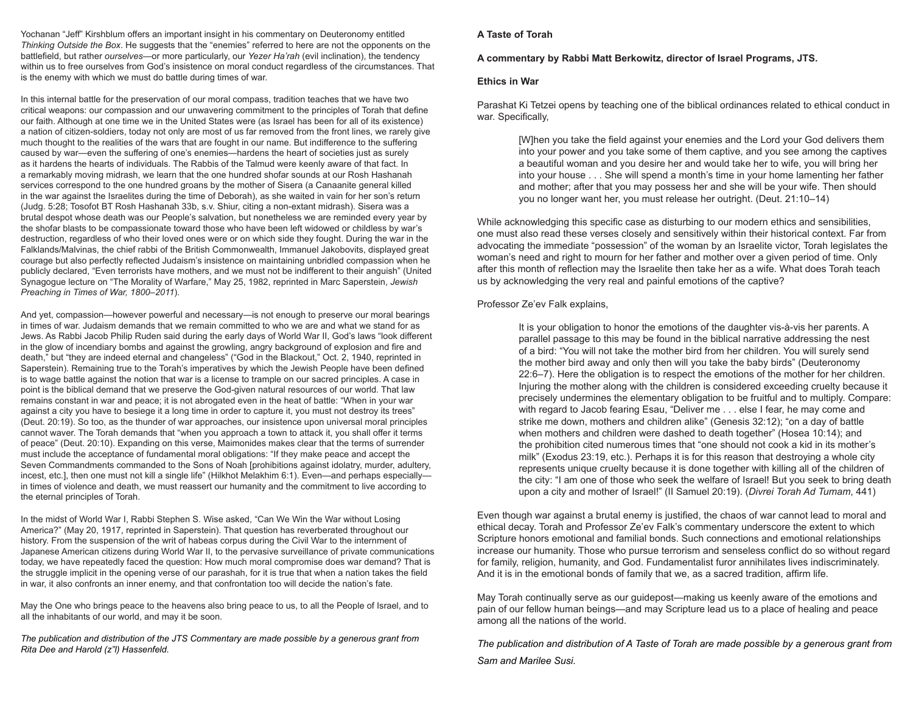Yochanan "Jeff" Kirshblum offers an important insight in his commentary on Deuteronomy entitled *Thinking Outside the Box*. He suggests that the "enemies" referred to here are not the opponents on the battlefield, but rather *ourselves*—or more particularly, our *Yezer Ha'rah* (evil inclination), the tendency within us to free ourselves from God's insistence on moral conduct regardless of the circumstances. That is the enemy with which we must do battle during times of war.

In this internal battle for the preservation of our moral compass, tradition teaches that we have two critical weapons: our compassion and our unwavering commitment to the principles of Torah that define our faith. Although at one time we in the United States were (as Israel has been for all of its existence) a nation of citizen-soldiers, today not only are most of us far removed from the front lines, we rarely give much thought to the realities of the wars that are fought in our name. But indifference to the suffering caused by war—even the suffering of one's enemies—hardens the heart of societies just as surely as it hardens the hearts of individuals. The Rabbis of the Talmud were keenly aware of that fact. In a remarkably moving midrash, we learn that the one hundred shofar sounds at our Rosh Hashanah services correspond to the one hundred groans by the mother of Sisera (a Canaanite general killed in the war against the Israelites during the time of Deborah), as she waited in vain for her son's return (Judg. 5:28; Tosofot BT Rosh Hashanah 33b, s.v. Shiur, citing a non-extant midrash). Sisera was a brutal despot whose death was our People's salvation, but nonetheless we are reminded every year by the shofar blasts to be compassionate toward those who have been left widowed or childless by war's destruction, regardless of who their loved ones were or on which side they fought. During the war in the Falklands/Malvinas, the chief rabbi of the British Commonwealth, Immanuel Jakobovits, displayed great courage but also perfectly reflected Judaism's insistence on maintaining unbridled compassion when he publicly declared, "Even terrorists have mothers, and we must not be indifferent to their anguish" (United Synagogue lecture on "The Morality of Warfare," May 25, 1982, reprinted in Marc Saperstein, *Jewish Preaching in Times of War, 1800–2011*).

And yet, compassion—however powerful and necessary—is not enough to preserve our moral bearings in times of war. Judaism demands that we remain committed to who we are and what we stand for as Jews. As Rabbi Jacob Philip Ruden said during the early days of World War II, God's laws "look different in the glow of incendiary bombs and against the growling, angry background of explosion and fire and death," but "they are indeed eternal and changeless" ("God in the Blackout," Oct. 2, 1940, reprinted in Saperstein). Remaining true to the Torah's imperatives by which the Jewish People have been defined is to wage battle against the notion that war is a license to trample on our sacred principles. A case in point is the biblical demand that we preserve the God-given natural resources of our world. That law remains constant in war and peace; it is not abrogated even in the heat of battle: "When in your war against a city you have to besiege it a long time in order to capture it, you must not destroy its trees" (Deut. 20:19). So too, as the thunder of war approaches, our insistence upon universal moral principles cannot waver. The Torah demands that "when you approach a town to attack it, you shall offer it terms of peace" (Deut. 20:10). Expanding on this verse, Maimonides makes clear that the terms of surrender must include the acceptance of fundamental moral obligations: "If they make peace and accept the Seven Commandments commanded to the Sons of Noah [prohibitions against idolatry, murder, adultery, incest, etc.], then one must not kill a single life" (Hilkhot Melakhim 6:1). Even—and perhaps especially—in times of violence and death, we must reassert our humanity and the commitment to live according to the eternal principles of Torah.

In the midst of World War I, Rabbi Stephen S. Wise asked, "Can We Win the War without Losing America?" (May 20, 1917, reprinted in Saperstein). That question has reverberated throughout our history. From the suspension of the writ of habeas corpus during the Civil War to the internment of Japanese American citizens during World War II, to the pervasive surveillance of private communications today, we have repeatedly faced the question: How much moral compromise does war demand? That is the struggle implicit in the opening verse of our parashah, for it is true that when a nation takes the field in war, it also confronts an inner enemy, and that confrontation too will decide the nation's fate.

May the One who brings peace to the heavens also bring peace to us, to all the People of Israel, and to all the inhabitants of our world, and may it be soon.

*The publication and distribution of the JTS Commentary are made possible by a generous grant from Rita Dee and Harold (z"l) Hassenfeld.*

**A Taste of Torah**

**A commentary by Rabbi Matt Berkowitz, director of Israel Programs, JTS.**

**Ethics in War**

Parashat Ki Tetzei opens by teaching one of the biblical ordinances related to ethical conduct in war. Specifically,

> [W]hen you take the field against your enemies and the Lord your God delivers them into your power and you take some of them captive, and you see among the captives a beautiful woman and you desire her and would take her to wife, you will bring her into your house . . . She will spend a month's time in your home lamenting her father and mother; after that you may possess her and she will be your wife. Then should you no longer want her, you must release her outright. (Deut. 21:10–14)

While acknowledging this specific case as disturbing to our modern ethics and sensibilities, one must also read these verses closely and sensitively within their historical context. Far from advocating the immediate "possession" of the woman by an Israelite victor, Torah legislates the woman's need and right to mourn for her father and mother over a given period of time. Only after this month of reflection may the Israelite then take her as a wife. What does Torah teach us by acknowledging the very real and painful emotions of the captive?

Professor Ze'ev Falk explains,

> It is your obligation to honor the emotions of the daughter vis-à-vis her parents. A parallel passage to this may be found in the biblical narrative addressing the nest of a bird: "You will not take the mother bird from her children. You will surely send the mother bird away and only then will you take the baby birds" (Deuteronomy 22:6–7). Here the obligation is to respect the emotions of the mother for her children. Injuring the mother along with the children is considered exceeding cruelty because it precisely undermines the elementary obligation to be fruitful and to multiply. Compare: with regard to Jacob fearing Esau, "Deliver me . . . else I fear, he may come and strike me down, mothers and children alike" (Genesis 32:12); "on a day of battle when mothers and children were dashed to death together" (Hosea 10:14); and the prohibition cited numerous times that "one should not cook a kid in its mother's milk" (Exodus 23:19, etc.). Perhaps it is for this reason that destroying a whole city represents unique cruelty because it is done together with killing all of the children of the city: "I am one of those who seek the welfare of Israel! But you seek to bring death upon a city and mother of Israel!" (II Samuel 20:19). (*Divrei Torah Ad Tumam*, 441)

Even though war against a brutal enemy is justified, the chaos of war cannot lead to moral and ethical decay. Torah and Professor Ze'ev Falk's commentary underscore the extent to which Scripture honors emotional and familial bonds. Such connections and emotional relationships increase our humanity. Those who pursue terrorism and senseless conflict do so without regard for family, religion, humanity, and God. Fundamentalist furor annihilates lives indiscriminately. And it is in the emotional bonds of family that we, as a sacred tradition, affirm life.

May Torah continually serve as our guidepost—making us keenly aware of the emotions and pain of our fellow human beings—and may Scripture lead us to a place of healing and peace among all the nations of the world.

*The publication and distribution of A Taste of Torah are made possible by a generous grant from Sam and Marilee Susi.*